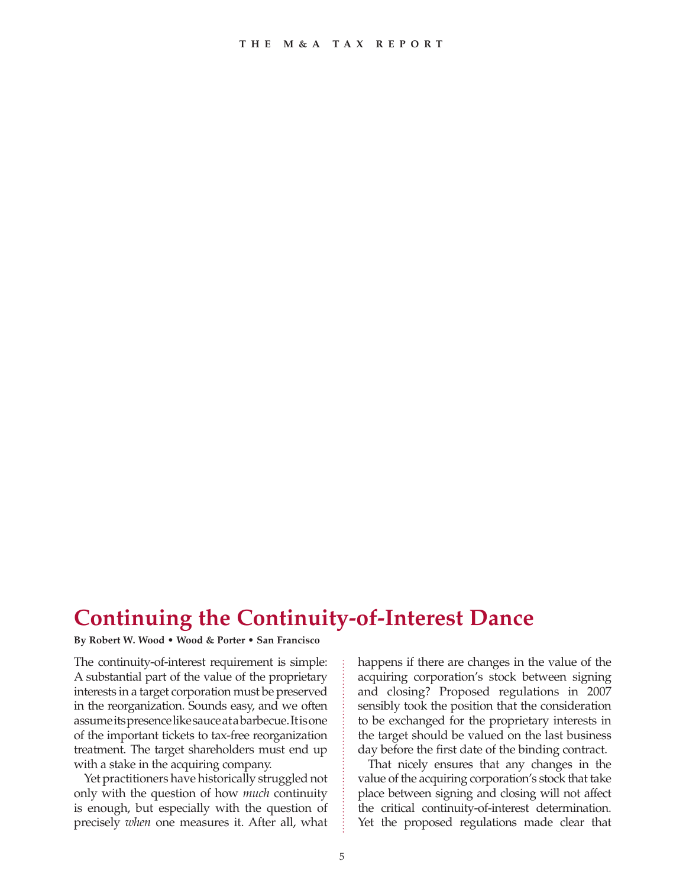# Continuing the Continuity-of-Interest Dance

**By Robert W. Wood • Wood & Porter • San Francisco**

The continuity-of-interest requirement is simple: A substantial part of the value of the proprietary interests in a target corporation must be preserved in the reorganization. Sounds easy, and we often assume its presence like sauce at a barbecue. It is one of the important tickets to tax-free reorganization treatment. The target shareholders must end up with a stake in the acquiring company.

Yet practitioners have historically struggled not only with the question of how *much* continuity is enough, but especially with the question of precisely *when* one measures it. After all, what happens if there are changes in the value of the acquiring corporation's stock between signing and closing? Proposed regulations in 2007 sensibly took the position that the consideration to be exchanged for the proprietary interests in the target should be valued on the last business day before the first date of the binding contract.

That nicely ensures that any changes in the value of the acquiring corporation's stock that take place between signing and closing will not affect the critical continuity-of-interest determination. Yet the proposed regulations made clear that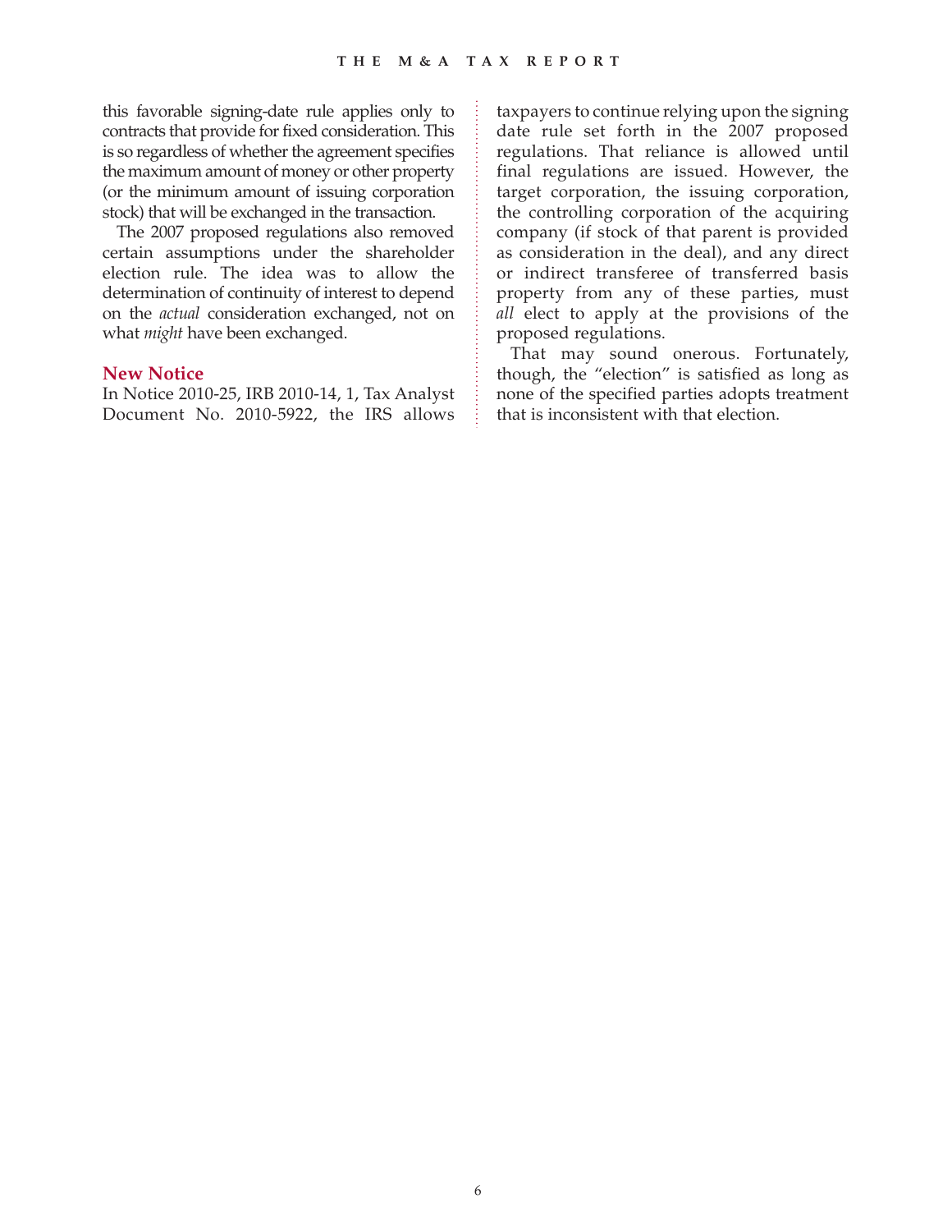this favorable signing-date rule applies only to contracts that provide for fixed consideration. This is so regardless of whether the agreement specifies the maximum amount of money or other property (or the minimum amount of issuing corporation stock) that will be exchanged in the transaction.

The 2007 proposed regulations also removed certain assumptions under the shareholder election rule. The idea was to allow the determination of continuity of interest to depend on the *actual* consideration exchanged, not on what *might* have been exchanged.

## New Notice

In Notice 2010-25, IRB 2010-14, 1, Tax Analyst Document No. 2010-5922, the IRS allows taxpayers to continue relying upon the signing date rule set forth in the 2007 proposed regulations. That reliance is allowed until final regulations are issued. However, the target corporation, the issuing corporation, the controlling corporation of the acquiring company (if stock of that parent is provided as consideration in the deal), and any direct or indirect transferee of transferred basis property from any of these parties, must *all* elect to apply at the provisions of the proposed regulations.

That may sound onerous. Fortunately, though, the "election" is satisfied as long as none of the specified parties adopts treatment that is inconsistent with that election.